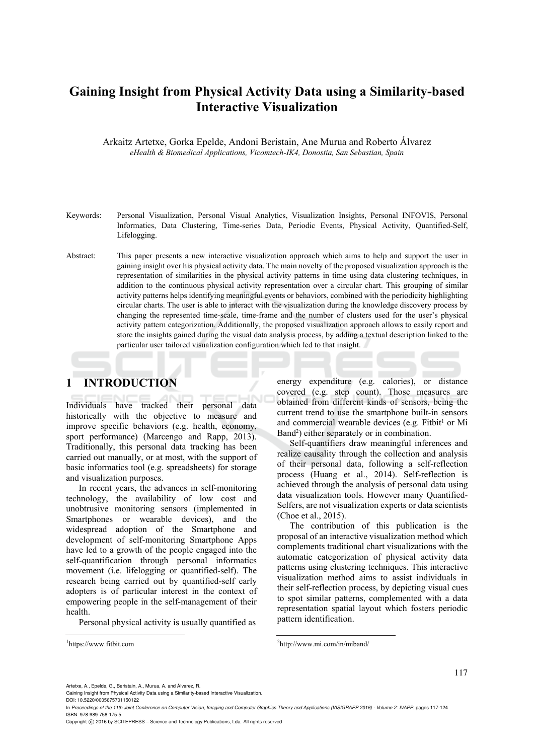# Gaining Insight from Physical Activity Data using a Similarity-based Interactive Visualization

Arkaitz Artetxe, Gorka Epelde, Andoni Beristain, Ane Murua and Roberto Álvarez

*eHealth & Biomedical Applications, Vicomtech-IK4, Donostia, San Sebastian, Spain*

Keywords: Personal Visualization, Personal Visual Analytics, Visualization Insights, Personal INFOVIS, Personal Informatics, Data Clustering, Time-series Data, Periodic Events, Physical Activity, Quantified-Self, Lifelogging.

Abstract: This paper presents a new interactive visualization approach which aims to help and support the user in gaining insight over his physical activity data. The main novelty of the proposed visualization approach is the representation of similarities in the physical activity patterns in time using data clustering techniques, in addition to the continuous physical activity representation over a circular chart. This grouping of similar activity patterns helps identifying meaningful events or behaviors, combined with the periodicity highlighting circular charts. The user is able to interact with the visualization during the knowledge discovery process by changing the represented time-scale, time-frame and the number of clusters used for the user's physical activity pattern categorization. Additionally, the proposed visualization approach allows to easily report and store the insights gained during the visual data analysis process, by adding a textual description linked to the particular user tailored visualization configuration which led to that insight.

## 1 INTRODUCTION

Individuals have tracked their personal data historically with the objective to measure and improve specific behaviors (e.g. health, economy, sport performance) (Marcengo and Rapp, 2013). Traditionally, this personal data tracking has been carried out manually, or at most, with the support of basic informatics tool (e.g. spreadsheets) for storage and visualization purposes.

In recent years, the advances in self-monitoring technology, the availability of low cost and unobtrusive monitoring sensors (implemented in Smartphones or wearable devices), and the widespread adoption of the Smartphone and development of self-monitoring Smartphone Apps have led to a growth of the people engaged into the self-quantification through personal informatics movement (i.e. lifelogging or quantified-self). The research being carried out by quantified-self early adopters is of particular interest in the context of empowering people in the self-management of their health.

Personal physical activity is usually quantified as energy expenditure (e.g. calories), or distance covered (e.g. step count). Those measures are obtained from different kinds of sensors, being the current trend to use the smartphone built-in sensors and commercial wearable devices (e.g. Fitbit[1] or Mi Band[2]) either separately or in combination.

Self-quantifiers draw meaningful inferences and realize causality through the collection and analysis of their personal data, following a self-reflection process (Huang et al., 2014). Self-reflection is achieved through the analysis of personal data using data visualization tools. However many Quantified-Selfers, are not visualization experts or data scientists (Choe et al., 2015).

The contribution of this publication is the proposal of an interactive visualization method which complements traditional chart visualizations with the automatic categorization of physical activity data patterns using clustering techniques. This interactive visualization method aims to assist individuals in their self-reflection process, by depicting visual cues to spot similar patterns, complemented with a data representation spatial layout which fosters periodic pattern identification.

[1]https://www.fitbit.com

[2]http://www.mi.com/in/miband/

Artetxe, A., Epelde, G., Beristain, A., Murua, A. and Álvarez, R.
Gaining Insight from Physical Activity Data using a Similarity-based Interactive Visualization.
DOI: 10.5220/0005675701150122
In Proceedings of the 11th Joint Conference on Computer Vision, Imaging and Computer Graphics Theory and Applications (VISIGRAPP 2016) - Volume 2: IVAPP, pages 117-124
ISBN: 978-989-758-175-5
Copyright © 2016 by SCITEPRESS – Science and Technology Publications, Lda. All rights reserved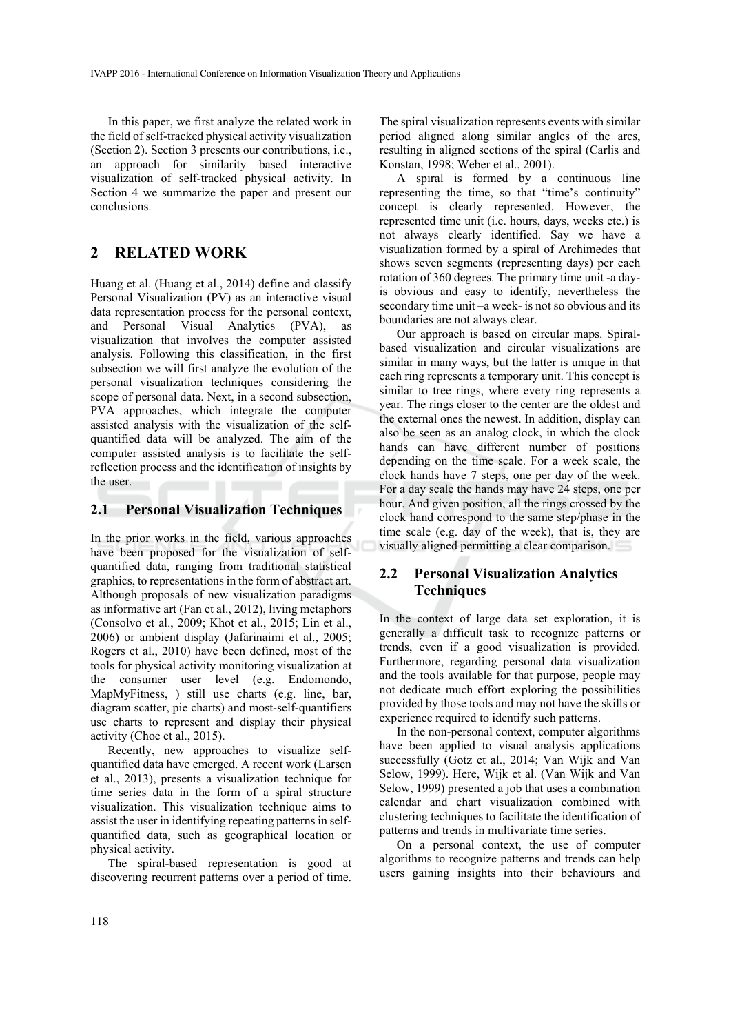In this paper, we first analyze the related work in the field of self-tracked physical activity visualization (Section 2). Section 3 presents our contributions, i.e., an approach for similarity based interactive visualization of self-tracked physical activity. In Section 4 we summarize the paper and present our conclusions.

## 2 RELATED WORK

Huang et al. (Huang et al., 2014) define and classify Personal Visualization (PV) as an interactive visual data representation process for the personal context, and Personal Visual Analytics (PVA), as visualization that involves the computer assisted analysis. Following this classification, in the first subsection we will first analyze the evolution of the personal visualization techniques considering the scope of personal data. Next, in a second subsection, PVA approaches, which integrate the computer assisted analysis with the visualization of the self-quantified data will be analyzed. The aim of the computer assisted analysis is to facilitate the self-reflection process and the identification of insights by the user.

### 2.1 Personal Visualization Techniques

In the prior works in the field, various approaches have been proposed for the visualization of self-quantified data, ranging from traditional statistical graphics, to representations in the form of abstract art. Although proposals of new visualization paradigms as informative art (Fan et al., 2012), living metaphors (Consolvo et al., 2009; Khot et al., 2015; Lin et al., 2006) or ambient display (Jafarinaimi et al., 2005; Rogers et al., 2010) have been defined, most of the tools for physical activity monitoring visualization at the consumer user level (e.g. Endomondo, MapMyFitness, ) still use charts (e.g. line, bar, diagram scatter, pie charts) and most-self-quantifiers use charts to represent and display their physical activity (Choe et al., 2015).

Recently, new approaches to visualize self-quantified data have emerged. A recent work (Larsen et al., 2013), presents a visualization technique for time series data in the form of a spiral structure visualization. This visualization technique aims to assist the user in identifying repeating patterns in self-quantified data, such as geographical location or physical activity.

The spiral-based representation is good at discovering recurrent patterns over a period of time. The spiral visualization represents events with similar period aligned along similar angles of the arcs, resulting in aligned sections of the spiral (Carlis and Konstan, 1998; Weber et al., 2001).

A spiral is formed by a continuous line representing the time, so that "time's continuity" concept is clearly represented. However, the represented time unit (i.e. hours, days, weeks etc.) is not always clearly identified. Say we have a visualization formed by a spiral of Archimedes that shows seven segments (representing days) per each rotation of 360 degrees. The primary time unit -a day- is obvious and easy to identify, nevertheless the secondary time unit –a week- is not so obvious and its boundaries are not always clear.

Our approach is based on circular maps. Spiral-based visualization and circular visualizations are similar in many ways, but the latter is unique in that each ring represents a temporary unit. This concept is similar to tree rings, where every ring represents a year. The rings closer to the center are the oldest and the external ones the newest. In addition, display can also be seen as an analog clock, in which the clock hands can have different number of positions depending on the time scale. For a week scale, the clock hands have 7 steps, one per day of the week. For a day scale the hands may have 24 steps, one per hour. And given position, all the rings crossed by the clock hand correspond to the same step/phase in the time scale (e.g. day of the week), that is, they are visually aligned permitting a clear comparison.

### 2.2 Personal Visualization Analytics Techniques

In the context of large data set exploration, it is generally a difficult task to recognize patterns or trends, even if a good visualization is provided. Furthermore, regarding personal data visualization and the tools available for that purpose, people may not dedicate much effort exploring the possibilities provided by those tools and may not have the skills or experience required to identify such patterns.

In the non-personal context, computer algorithms have been applied to visual analysis applications successfully (Gotz et al., 2014; Van Wijk and Van Selow, 1999). Here, Wijk et al. (Van Wijk and Van Selow, 1999) presented a job that uses a combination calendar and chart visualization combined with clustering techniques to facilitate the identification of patterns and trends in multivariate time series.

On a personal context, the use of computer algorithms to recognize patterns and trends can help users gaining insights into their behaviours and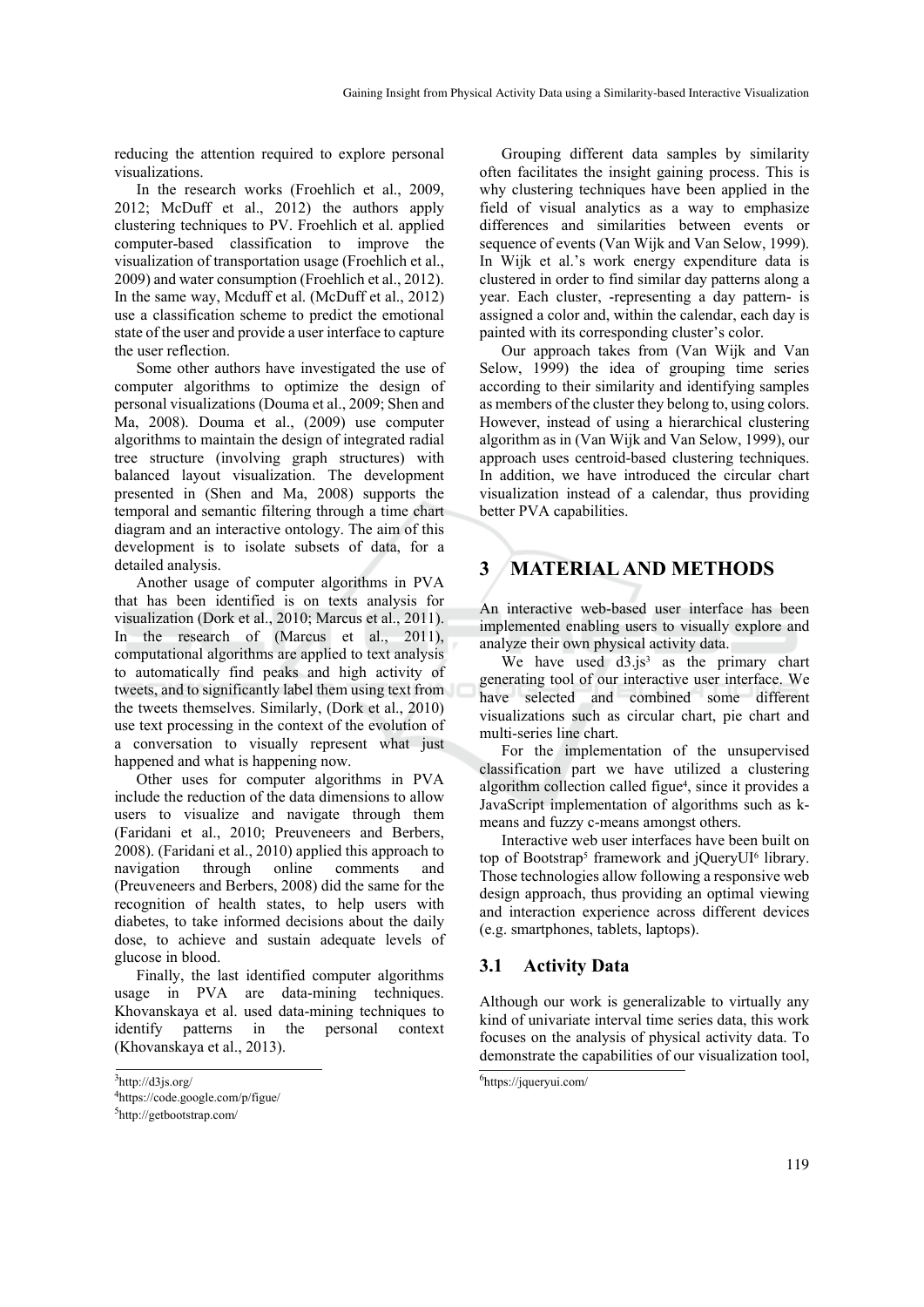reducing the attention required to explore personal visualizations.

In the research works (Froehlich et al., 2009, 2012; McDuff et al., 2012) the authors apply clustering techniques to PV. Froehlich et al. applied computer-based classification to improve the visualization of transportation usage (Froehlich et al., 2009) and water consumption (Froehlich et al., 2012). In the same way, Mcduff et al. (McDuff et al., 2012) use a classification scheme to predict the emotional state of the user and provide a user interface to capture the user reflection.

Some other authors have investigated the use of computer algorithms to optimize the design of personal visualizations (Douma et al., 2009; Shen and Ma, 2008). Douma et al., (2009) use computer algorithms to maintain the design of integrated radial tree structure (involving graph structures) with balanced layout visualization. The development presented in (Shen and Ma, 2008) supports the temporal and semantic filtering through a time chart diagram and an interactive ontology. The aim of this development is to isolate subsets of data, for a detailed analysis.

Another usage of computer algorithms in PVA that has been identified is on texts analysis for visualization (Dork et al., 2010; Marcus et al., 2011). In the research of (Marcus et al., 2011), computational algorithms are applied to text analysis to automatically find peaks and high activity of tweets, and to significantly label them using text from the tweets themselves. Similarly, (Dork et al., 2010) use text processing in the context of the evolution of a conversation to visually represent what just happened and what is happening now.

Other uses for computer algorithms in PVA include the reduction of the data dimensions to allow users to visualize and navigate through them (Faridani et al., 2010; Preuveneers and Berbers, 2008). (Faridani et al., 2010) applied this approach to navigation through online comments and (Preuveneers and Berbers, 2008) did the same for the recognition of health states, to help users with diabetes, to take informed decisions about the daily dose, to achieve and sustain adequate levels of glucose in blood.

Finally, the last identified computer algorithms usage in PVA are data-mining techniques. Khovanskaya et al. used data-mining techniques to identify patterns in the personal context (Khovanskaya et al., 2013).

Grouping different data samples by similarity often facilitates the insight gaining process. This is why clustering techniques have been applied in the field of visual analytics as a way to emphasize differences and similarities between events or sequence of events (Van Wijk and Van Selow, 1999). In Wijk et al.'s work energy expenditure data is clustered in order to find similar day patterns along a year. Each cluster, -representing a day pattern- is assigned a color and, within the calendar, each day is painted with its corresponding cluster's color.

Our approach takes from (Van Wijk and Van Selow, 1999) the idea of grouping time series according to their similarity and identifying samples as members of the cluster they belong to, using colors. However, instead of using a hierarchical clustering algorithm as in (Van Wijk and Van Selow, 1999), our approach uses centroid-based clustering techniques. In addition, we have introduced the circular chart visualization instead of a calendar, thus providing better PVA capabilities.

## 3 MATERIAL AND METHODS

An interactive web-based user interface has been implemented enabling users to visually explore and analyze their own physical activity data.

We have used d3.js[3] as the primary chart generating tool of our interactive user interface. We have selected and combined some different visualizations such as circular chart, pie chart and multi-series line chart.

For the implementation of the unsupervised classification part we have utilized a clustering algorithm collection called figue[4], since it provides a JavaScript implementation of algorithms such as k-means and fuzzy c-means amongst others.

Interactive web user interfaces have been built on top of Bootstrap[5] framework and jQueryUI[6] library. Those technologies allow following a responsive web design approach, thus providing an optimal viewing and interaction experience across different devices (e.g. smartphones, tablets, laptops).

### 3.1 Activity Data

Although our work is generalizable to virtually any kind of univariate interval time series data, this work focuses on the analysis of physical activity data. To demonstrate the capabilities of our visualization tool,

[3] http://d3js.org/

[4] https://code.google.com/p/figue/

[5] http://getbootstrap.com/

[6] https://jqueryui.com/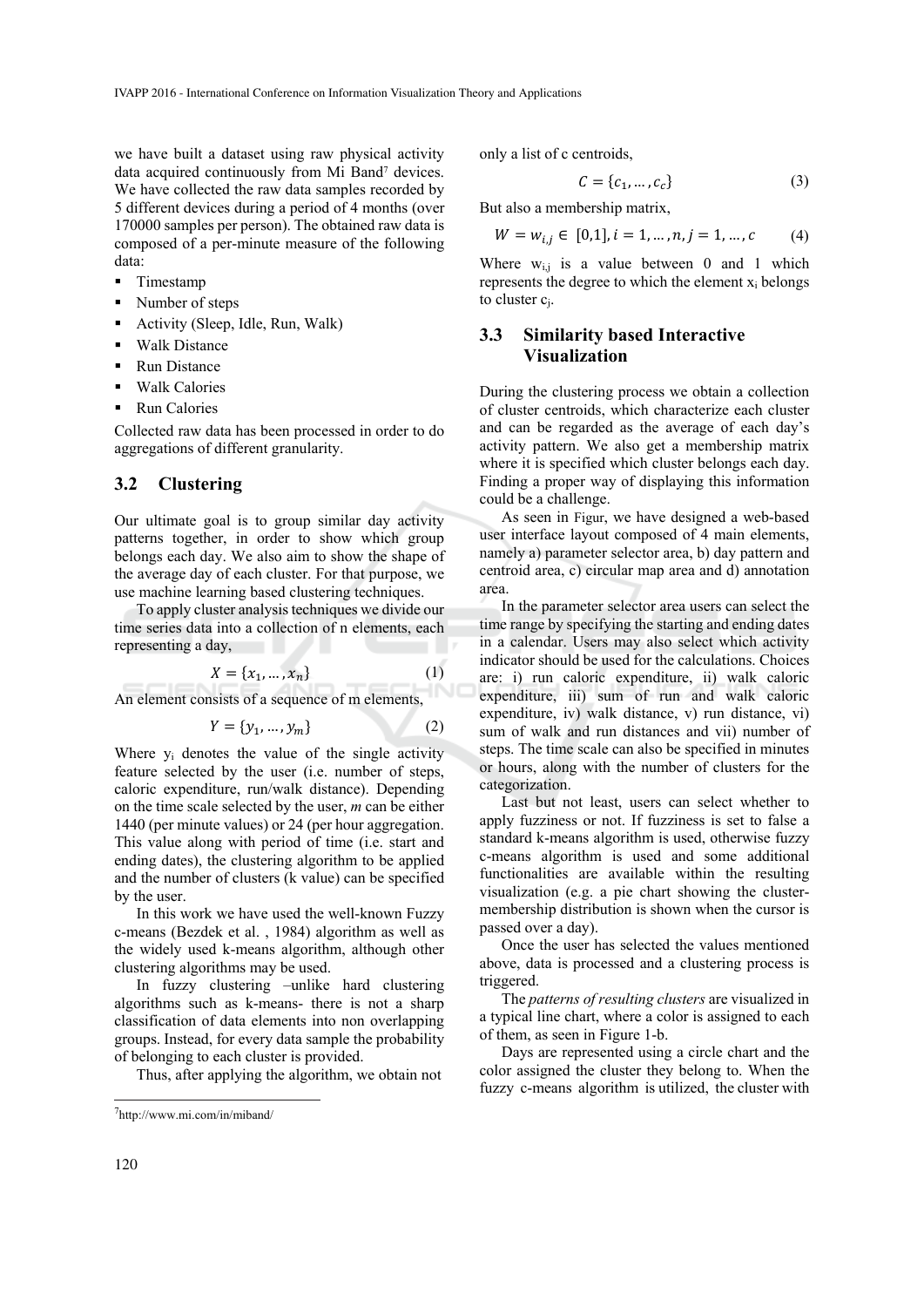we have built a dataset using raw physical activity data acquired continuously from Mi Band[7] devices. We have collected the raw data samples recorded by 5 different devices during a period of 4 months (over 170000 samples per person). The obtained raw data is composed of a per-minute measure of the following data:

- Timestamp
- Number of steps
- Activity (Sleep, Idle, Run, Walk)
- Walk Distance
- Run Distance
- Walk Calories
- Run Calories

Collected raw data has been processed in order to do aggregations of different granularity.

## 3.2 Clustering

Our ultimate goal is to group similar day activity patterns together, in order to show which group belongs each day. We also aim to show the shape of the average day of each cluster. For that purpose, we use machine learning based clustering techniques.

To apply cluster analysis techniques we divide our time series data into a collection of n elements, each representing a day,

$$X = \{x_1, \ldots, x_n\} \tag{1}$$

An element consists of a sequence of m elements,

$$Y = \{y_1, \ldots, y_m\} \tag{2}$$

Where $y_i$ denotes the value of the single activity feature selected by the user (i.e. number of steps, caloric expenditure, run/walk distance). Depending on the time scale selected by the user, *m* can be either 1440 (per minute values) or 24 (per hour aggregation. This value along with period of time (i.e. start and ending dates), the clustering algorithm to be applied and the number of clusters (k value) can be specified by the user.

In this work we have used the well-known Fuzzy c-means (Bezdek et al. , 1984) algorithm as well as the widely used k-means algorithm, although other clustering algorithms may be used.

In fuzzy clustering –unlike hard clustering algorithms such as k-means- there is not a sharp classification of data elements into non overlapping groups. Instead, for every data sample the probability of belonging to each cluster is provided.

Thus, after applying the algorithm, we obtain not only a list of c centroids,

$$C = \{c_1, \ldots, c_c\} \tag{3}$$

But also a membership matrix,

$$W = w_{i,j} \in [0,1], i = 1, \ldots, n, j = 1, \ldots, c \tag{4}$$

Where $w_{i,j}$ is a value between 0 and 1 which represents the degree to which the element $x_i$ belongs to cluster $c_j$.

## 3.3 Similarity based Interactive Visualization

During the clustering process we obtain a collection of cluster centroids, which characterize each cluster and can be regarded as the average of each day's activity pattern. We also get a membership matrix where it is specified which cluster belongs each day. Finding a proper way of displaying this information could be a challenge.

As seen in Figur, we have designed a web-based user interface layout composed of 4 main elements, namely a) parameter selector area, b) day pattern and centroid area, c) circular map area and d) annotation area.

In the parameter selector area users can select the time range by specifying the starting and ending dates in a calendar. Users may also select which activity indicator should be used for the calculations. Choices are: i) run caloric expenditure, ii) walk caloric expenditure, iii) sum of run and walk caloric expenditure, iv) walk distance, v) run distance, vi) sum of walk and run distances and vii) number of steps. The time scale can also be specified in minutes or hours, along with the number of clusters for the categorization.

Last but not least, users can select whether to apply fuzziness or not. If fuzziness is set to false a standard k-means algorithm is used, otherwise fuzzy c-means algorithm is used and some additional functionalities are available within the resulting visualization (e.g. a pie chart showing the cluster-membership distribution is shown when the cursor is passed over a day).

Once the user has selected the values mentioned above, data is processed and a clustering process is triggered.

The *patterns of resulting clusters* are visualized in a typical line chart, where a color is assigned to each of them, as seen in Figure 1-b.

Days are represented using a circle chart and the color assigned the cluster they belong to. When the fuzzy c-means algorithm is utilized, the cluster with

[7] http://www.mi.com/in/miband/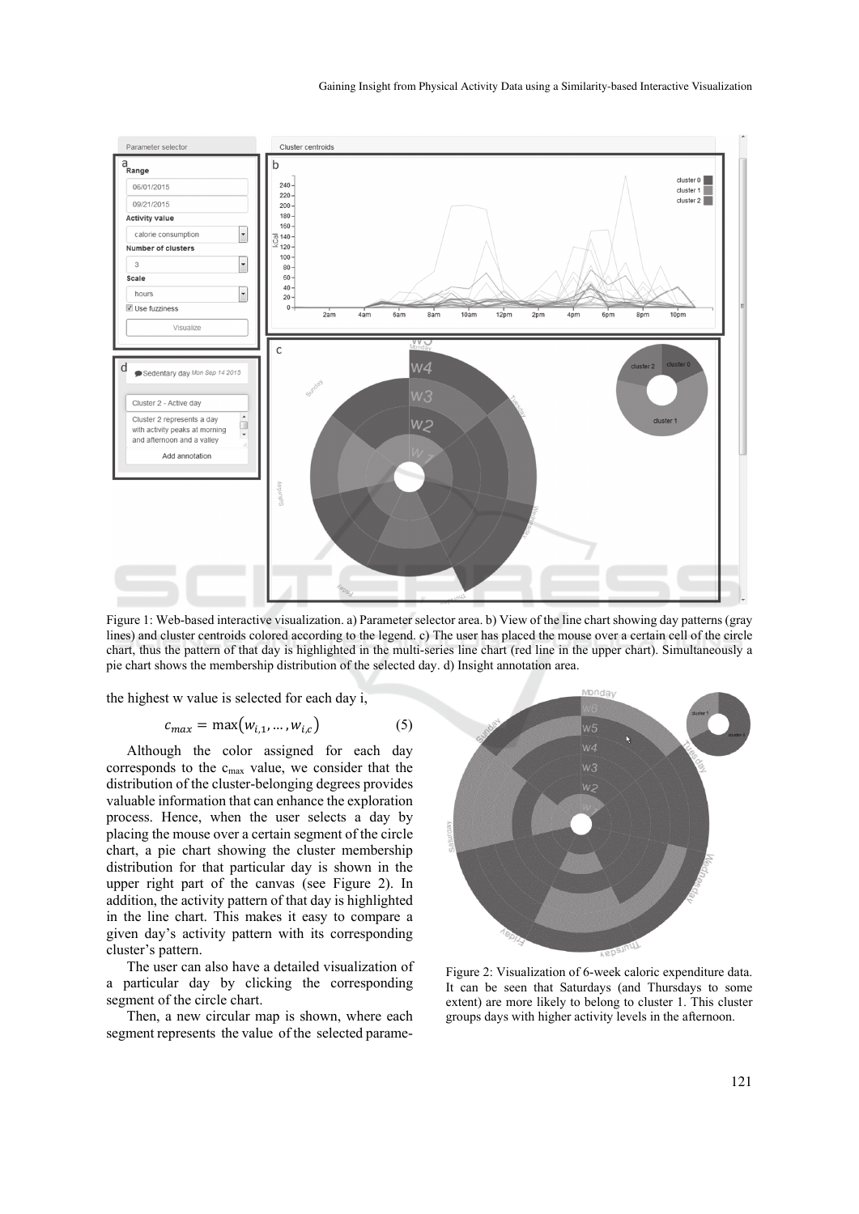Figure 1: Web-based interactive visualization. a) Parameter selector area. b) View of the line chart showing day patterns (gray lines) and cluster centroids colored according to the legend. c) The user has placed the mouse over a certain cell of the circle chart, thus the pattern of that day is highlighted in the multi-series line chart (red line in the upper chart). Simultaneously a pie chart shows the membership distribution of the selected day. d) Insight annotation area.

the highest w value is selected for each day i,

$$c_{max} = \max\left(w_{i,1}, \ldots, w_{i,c}\right) \tag{5}$$

Although the color assigned for each day corresponds to the $c_{max}$ value, we consider that the distribution of the cluster-belonging degrees provides valuable information that can enhance the exploration process. Hence, when the user selects a day by placing the mouse over a certain segment of the circle chart, a pie chart showing the cluster membership distribution for that particular day is shown in the upper right part of the canvas (see Figure 2). In addition, the activity pattern of that day is highlighted in the line chart. This makes it easy to compare a given day's activity pattern with its corresponding cluster's pattern.

The user can also have a detailed visualization of a particular day by clicking the corresponding segment of the circle chart.

Then, a new circular map is shown, where each segment represents the value of the selected parame-

Figure 2: Visualization of 6-week caloric expenditure data. It can be seen that Saturdays (and Thursdays to some extent) are more likely to belong to cluster 1. This cluster groups days with higher activity levels in the afternoon.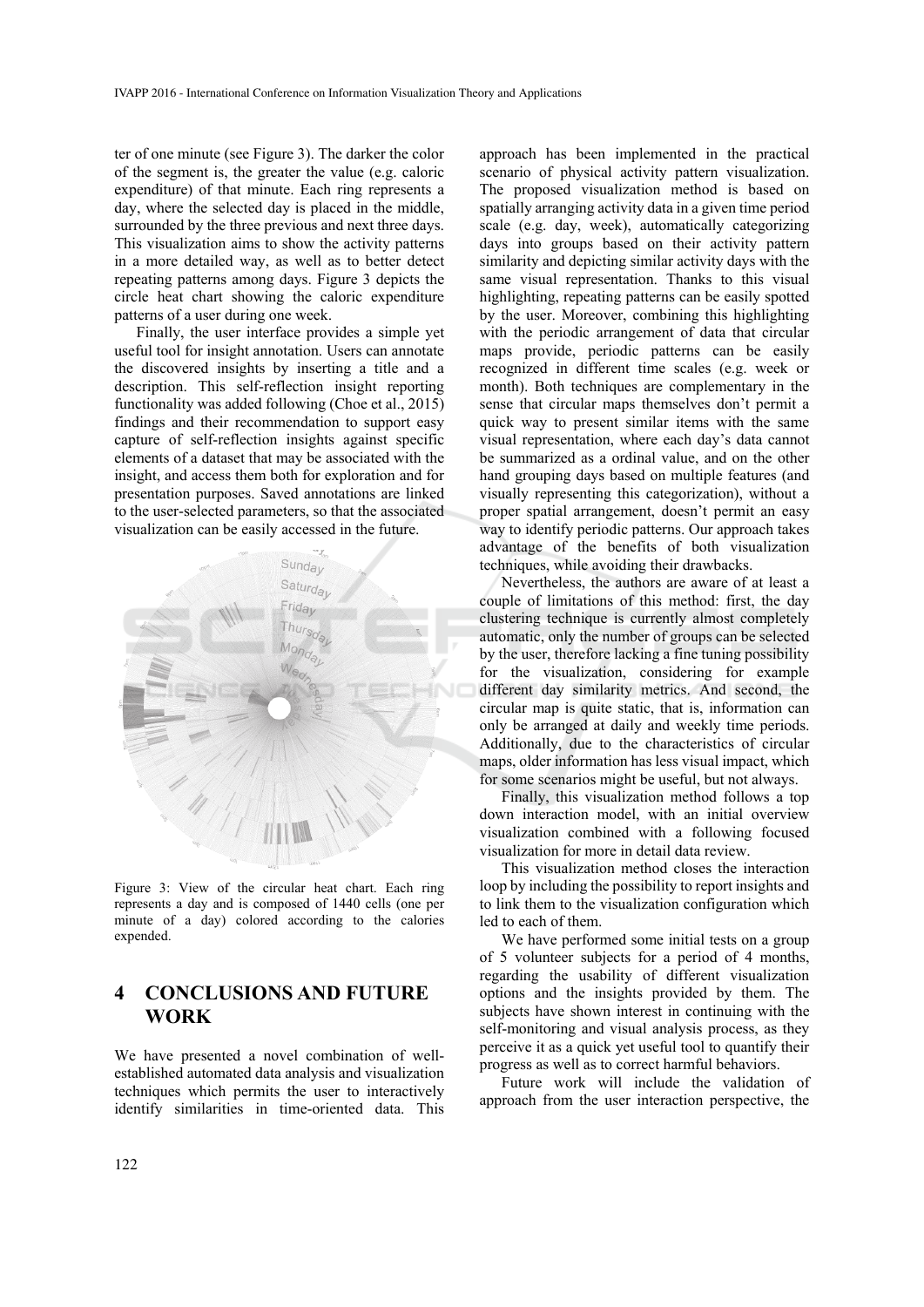ter of one minute (see Figure 3). The darker the color of the segment is, the greater the value (e.g. caloric expenditure) of that minute. Each ring represents a day, where the selected day is placed in the middle, surrounded by the three previous and next three days. This visualization aims to show the activity patterns in a more detailed way, as well as to better detect repeating patterns among days. Figure 3 depicts the circle heat chart showing the caloric expenditure patterns of a user during one week.

Finally, the user interface provides a simple yet useful tool for insight annotation. Users can annotate the discovered insights by inserting a title and a description. This self-reflection insight reporting functionality was added following (Choe et al., 2015) findings and their recommendation to support easy capture of self-reflection insights against specific elements of a dataset that may be associated with the insight, and access them both for exploration and for presentation purposes. Saved annotations are linked to the user-selected parameters, so that the associated visualization can be easily accessed in the future.

Figure 3: View of the circular heat chart. Each ring represents a day and is composed of 1440 cells (one per minute of a day) colored according to the calories expended.

## 4 CONCLUSIONS AND FUTURE WORK

We have presented a novel combination of well-established automated data analysis and visualization techniques which permits the user to interactively identify similarities in time-oriented data. This approach has been implemented in the practical scenario of physical activity pattern visualization. The proposed visualization method is based on spatially arranging activity data in a given time period scale (e.g. day, week), automatically categorizing days into groups based on their activity pattern similarity and depicting similar activity days with the same visual representation. Thanks to this visual highlighting, repeating patterns can be easily spotted by the user. Moreover, combining this highlighting with the periodic arrangement of data that circular maps provide, periodic patterns can be easily recognized in different time scales (e.g. week or month). Both techniques are complementary in the sense that circular maps themselves don't permit a quick way to present similar items with the same visual representation, where each day's data cannot be summarized as a ordinal value, and on the other hand grouping days based on multiple features (and visually representing this categorization), without a proper spatial arrangement, doesn't permit an easy way to identify periodic patterns. Our approach takes advantage of the benefits of both visualization techniques, while avoiding their drawbacks.

Nevertheless, the authors are aware of at least a couple of limitations of this method: first, the day clustering technique is currently almost completely automatic, only the number of groups can be selected by the user, therefore lacking a fine tuning possibility for the visualization, considering for example different day similarity metrics. And second, the circular map is quite static, that is, information can only be arranged at daily and weekly time periods. Additionally, due to the characteristics of circular maps, older information has less visual impact, which for some scenarios might be useful, but not always.

Finally, this visualization method follows a top down interaction model, with an initial overview visualization combined with a following focused visualization for more in detail data review.

This visualization method closes the interaction loop by including the possibility to report insights and to link them to the visualization configuration which led to each of them.

We have performed some initial tests on a group of 5 volunteer subjects for a period of 4 months, regarding the usability of different visualization options and the insights provided by them. The subjects have shown interest in continuing with the self-monitoring and visual analysis process, as they perceive it as a quick yet useful tool to quantify their progress as well as to correct harmful behaviors.

Future work will include the validation of approach from the user interaction perspective, the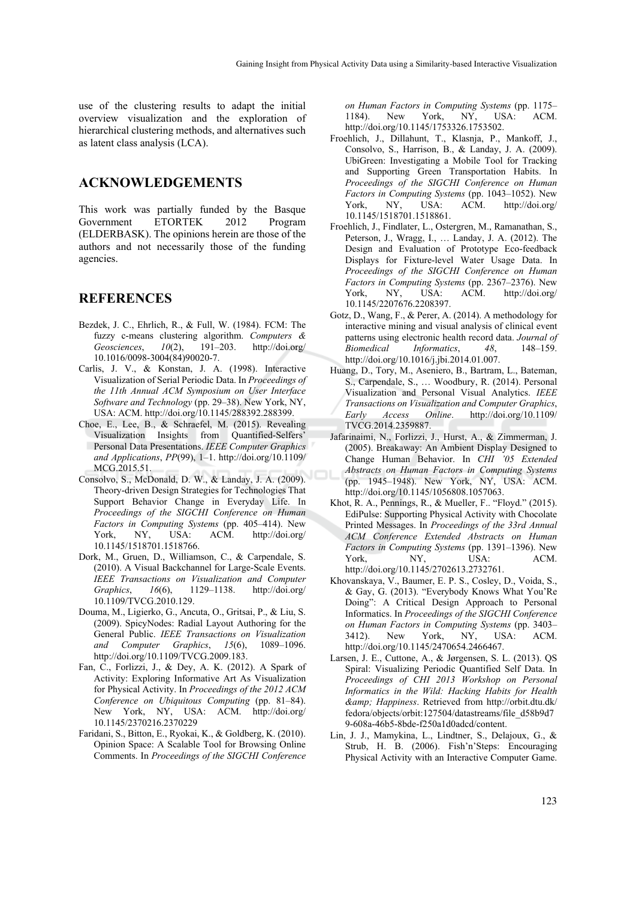use of the clustering results to adapt the initial overview visualization and the exploration of hierarchical clustering methods, and alternatives such as latent class analysis (LCA).

## ACKNOWLEDGEMENTS

This work was partially funded by the Basque Government ETORTEK 2012 Program (ELDERBASK). The opinions herein are those of the authors and not necessarily those of the funding agencies.

## REFERENCES

Bezdek, J. C., Ehrlich, R., & Full, W. (1984). FCM: The fuzzy c-means clustering algorithm. *Computers & Geosciences*, *10*(2), 191–203. http://doi.org/10.1016/0098-3004(84)90020-7.

Carlis, J. V., & Konstan, J. A. (1998). Interactive Visualization of Serial Periodic Data. In *Proceedings of the 11th Annual ACM Symposium on User Interface Software and Technology* (pp. 29–38). New York, NY, USA: ACM. http://doi.org/10.1145/288392.288399.

Choe, E., Lee, B., & Schraefel, M. (2015). Revealing Visualization Insights from Quantified-Selfers' Personal Data Presentations. *IEEE Computer Graphics and Applications*, *PP*(99), 1–1. http://doi.org/10.1109/MCG.2015.51.

Consolvo, S., McDonald, D. W., & Landay, J. A. (2009). Theory-driven Design Strategies for Technologies That Support Behavior Change in Everyday Life. In *Proceedings of the SIGCHI Conference on Human Factors in Computing Systems* (pp. 405–414). New York, NY, USA: ACM. http://doi.org/10.1145/1518701.1518766.

Dork, M., Gruen, D., Williamson, C., & Carpendale, S. (2010). A Visual Backchannel for Large-Scale Events. *IEEE Transactions on Visualization and Computer Graphics*, *16*(6), 1129–1138. http://doi.org/10.1109/TVCG.2010.129.

Douma, M., Ligierko, G., Ancuta, O., Gritsai, P., & Liu, S. (2009). SpicyNodes: Radial Layout Authoring for the General Public. *IEEE Transactions on Visualization and Computer Graphics*, *15*(6), 1089–1096. http://doi.org/10.1109/TVCG.2009.183.

Fan, C., Forlizzi, J., & Dey, A. K. (2012). A Spark of Activity: Exploring Informative Art As Visualization for Physical Activity. In *Proceedings of the 2012 ACM Conference on Ubiquitous Computing* (pp. 81–84). New York, NY, USA: ACM. http://doi.org/10.1145/2370216.2370229

Faridani, S., Bitton, E., Ryokai, K., & Goldberg, K. (2010). Opinion Space: A Scalable Tool for Browsing Online Comments. In *Proceedings of the SIGCHI Conference on Human Factors in Computing Systems* (pp. 1175–1184). New York, NY, USA: ACM. http://doi.org/10.1145/1753326.1753502.

Froehlich, J., Dillahunt, T., Klasnja, P., Mankoff, J., Consolvo, S., Harrison, B., & Landay, J. A. (2009). UbiGreen: Investigating a Mobile Tool for Tracking and Supporting Green Transportation Habits. In *Proceedings of the SIGCHI Conference on Human Factors in Computing Systems* (pp. 1043–1052). New York, NY, USA: ACM. http://doi.org/10.1145/1518701.1518861.

Froehlich, J., Findlater, L., Ostergren, M., Ramanathan, S., Peterson, J., Wragg, I., … Landay, J. A. (2012). The Design and Evaluation of Prototype Eco-feedback Displays for Fixture-level Water Usage Data. In *Proceedings of the SIGCHI Conference on Human Factors in Computing Systems* (pp. 2367–2376). New York, NY, USA: ACM. http://doi.org/10.1145/2207676.2208397.

Gotz, D., Wang, F., & Perer, A. (2014). A methodology for interactive mining and visual analysis of clinical event patterns using electronic health record data. *Journal of Biomedical Informatics*, *48*, 148–159. http://doi.org/10.1016/j.jbi.2014.01.007.

Huang, D., Tory, M., Aseniero, B., Bartram, L., Bateman, S., Carpendale, S., … Woodbury, R. (2014). Personal Visualization and Personal Visual Analytics. *IEEE Transactions on Visualization and Computer Graphics*, *Early Access Online*. http://doi.org/10.1109/TVCG.2014.2359887.

Jafarinaimi, N., Forlizzi, J., Hurst, A., & Zimmerman, J. (2005). Breakaway: An Ambient Display Designed to Change Human Behavior. In *CHI '05 Extended Abstracts on Human Factors in Computing Systems* (pp. 1945–1948). New York, NY, USA: ACM. http://doi.org/10.1145/1056808.1057063.

Khot, R. A., Pennings, R., & Mueller, F.. "Floyd." (2015). EdiPulse: Supporting Physical Activity with Chocolate Printed Messages. In *Proceedings of the 33rd Annual ACM Conference Extended Abstracts on Human Factors in Computing Systems* (pp. 1391–1396). New York, NY, USA: ACM. http://doi.org/10.1145/2702613.2732761.

Khovanskaya, V., Baumer, E. P. S., Cosley, D., Voida, S., & Gay, G. (2013). "Everybody Knows What You're Doing": A Critical Design Approach to Personal Informatics. In *Proceedings of the SIGCHI Conference on Human Factors in Computing Systems* (pp. 3403–3412). New York, NY, USA: ACM. http://doi.org/10.1145/2470654.2466467.

Larsen, J. E., Cuttone, A., & Jørgensen, S. L. (2013). QS Spiral: Visualizing Periodic Quantified Self Data. In *Proceedings of CHI 2013 Workshop on Personal Informatics in the Wild: Hacking Habits for Health &amp; Happiness*. Retrieved from http://orbit.dtu.dk/fedora/objects/orbit:127504/datastreams/file_d58b9d79-608a-46b5-8bde-f250a1d0adcd/content.

Lin, J. J., Mamykina, L., Lindtner, S., Delajoux, G., & Strub, H. B. (2006). Fish'n'Steps: Encouraging Physical Activity with an Interactive Computer Game.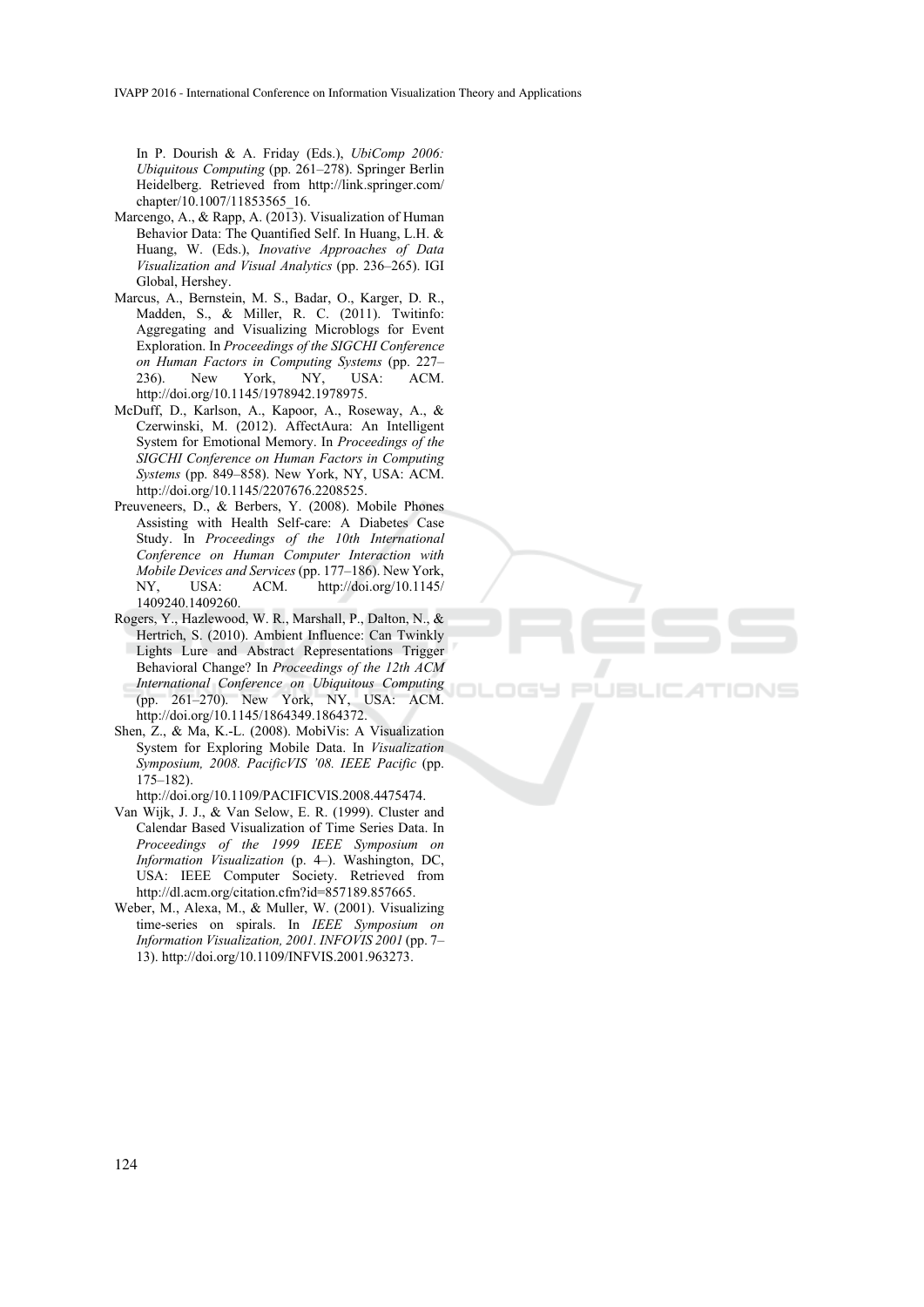In P. Dourish & A. Friday (Eds.), *UbiComp 2006: Ubiquitous Computing* (pp. 261–278). Springer Berlin Heidelberg. Retrieved from http://link.springer.com/chapter/10.1007/11853565_16.

Marcengo, A., & Rapp, A. (2013). Visualization of Human Behavior Data: The Quantified Self. In Huang, L.H. & Huang, W. (Eds.), *Inovative Approaches of Data Visualization and Visual Analytics* (pp. 236–265). IGI Global, Hershey.

Marcus, A., Bernstein, M. S., Badar, O., Karger, D. R., Madden, S., & Miller, R. C. (2011). Twitinfo: Aggregating and Visualizing Microblogs for Event Exploration. In *Proceedings of the SIGCHI Conference on Human Factors in Computing Systems* (pp. 227–236). New York, NY, USA: ACM. http://doi.org/10.1145/1978942.1978975.

McDuff, D., Karlson, A., Kapoor, A., Roseway, A., & Czerwinski, M. (2012). AffectAura: An Intelligent System for Emotional Memory. In *Proceedings of the SIGCHI Conference on Human Factors in Computing Systems* (pp. 849–858). New York, NY, USA: ACM. http://doi.org/10.1145/2207676.2208525.

Preuveneers, D., & Berbers, Y. (2008). Mobile Phones Assisting with Health Self-care: A Diabetes Case Study. In *Proceedings of the 10th International Conference on Human Computer Interaction with Mobile Devices and Services* (pp. 177–186). New York, NY, USA: ACM. http://doi.org/10.1145/1409240.1409260.

Rogers, Y., Hazlewood, W. R., Marshall, P., Dalton, N., & Hertrich, S. (2010). Ambient Influence: Can Twinkly Lights Lure and Abstract Representations Trigger Behavioral Change? In *Proceedings of the 12th ACM International Conference on Ubiquitous Computing* (pp. 261–270). New York, NY, USA: ACM. http://doi.org/10.1145/1864349.1864372.

Shen, Z., & Ma, K.-L. (2008). MobiVis: A Visualization System for Exploring Mobile Data. In *Visualization Symposium, 2008. PacificVIS '08. IEEE Pacific* (pp. 175–182). http://doi.org/10.1109/PACIFICVIS.2008.4475474.

Van Wijk, J. J., & Van Selow, E. R. (1999). Cluster and Calendar Based Visualization of Time Series Data. In *Proceedings of the 1999 IEEE Symposium on Information Visualization* (p. 4–). Washington, DC, USA: IEEE Computer Society. Retrieved from http://dl.acm.org/citation.cfm?id=857189.857665.

Weber, M., Alexa, M., & Muller, W. (2001). Visualizing time-series on spirals. In *IEEE Symposium on Information Visualization, 2001. INFOVIS 2001* (pp. 7–13). http://doi.org/10.1109/INFVIS.2001.963273.